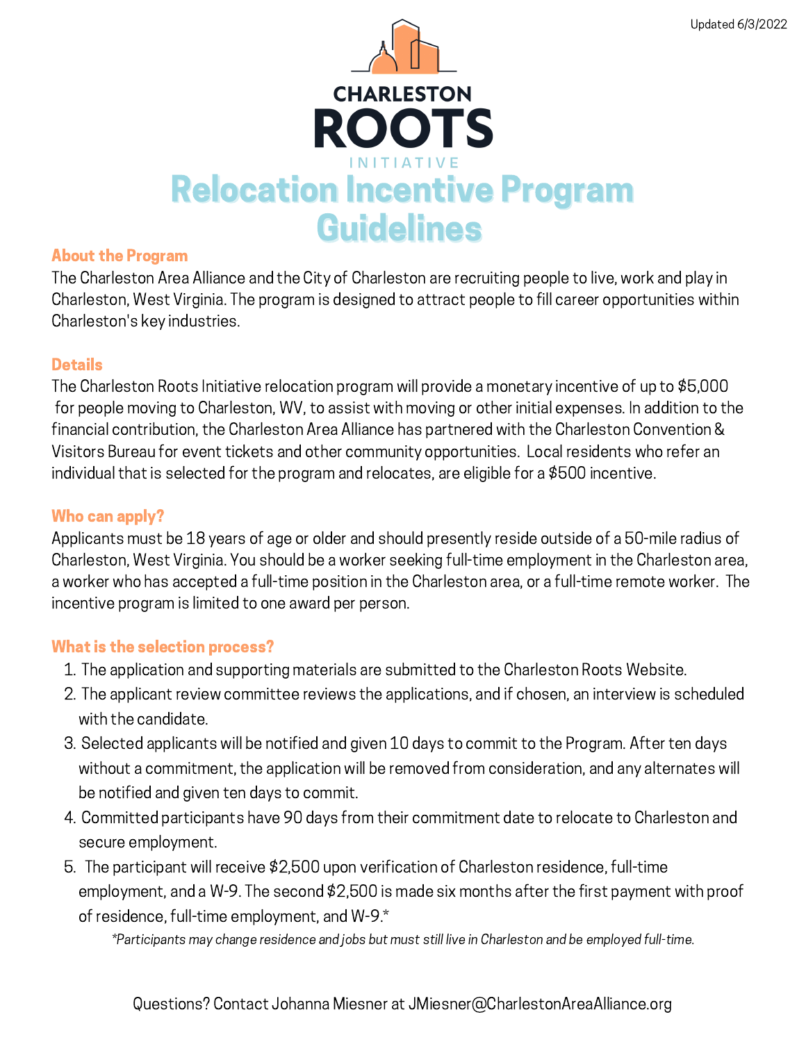Updated 6/3/2022

CHARLESTON
ROOTS
INITIATIVE

# Relocation Incentive Program Guidelines

## About the Program

The Charleston Area Alliance and the City of Charleston are recruiting people to live, work and play in Charleston, West Virginia. The program is designed to attract people to fill career opportunities within Charleston's key industries.

## Details

The Charleston Roots Initiative relocation program will provide a monetary incentive of up to $5,000 for people moving to Charleston, WV, to assist with moving or other initial expenses. In addition to the financial contribution, the Charleston Area Alliance has partnered with the Charleston Convention & Visitors Bureau for event tickets and other community opportunities. Local residents who refer an individual that is selected for the program and relocates, are eligible for a $500 incentive.

## Who can apply?

Applicants must be 18 years of age or older and should presently reside outside of a 50-mile radius of Charleston, West Virginia. You should be a worker seeking full-time employment in the Charleston area, a worker who has accepted a full-time position in the Charleston area, or a full-time remote worker. The incentive program is limited to one award per person.

## What is the selection process?

1. The application and supporting materials are submitted to the Charleston Roots Website.
2. The applicant review committee reviews the applications, and if chosen, an interview is scheduled with the candidate.
3. Selected applicants will be notified and given 10 days to commit to the Program. After ten days without a commitment, the application will be removed from consideration, and any alternates will be notified and given ten days to commit.
4. Committed participants have 90 days from their commitment date to relocate to Charleston and secure employment.
5. The participant will receive $2,500 upon verification of Charleston residence, full-time employment, and a W-9. The second $2,500 is made six months after the first payment with proof of residence, full-time employment, and W-9.*

*\*Participants may change residence and jobs but must still live in Charleston and be employed full-time.*

Questions? Contact Johanna Miesner at JMiesner@CharlestonAreaAlliance.org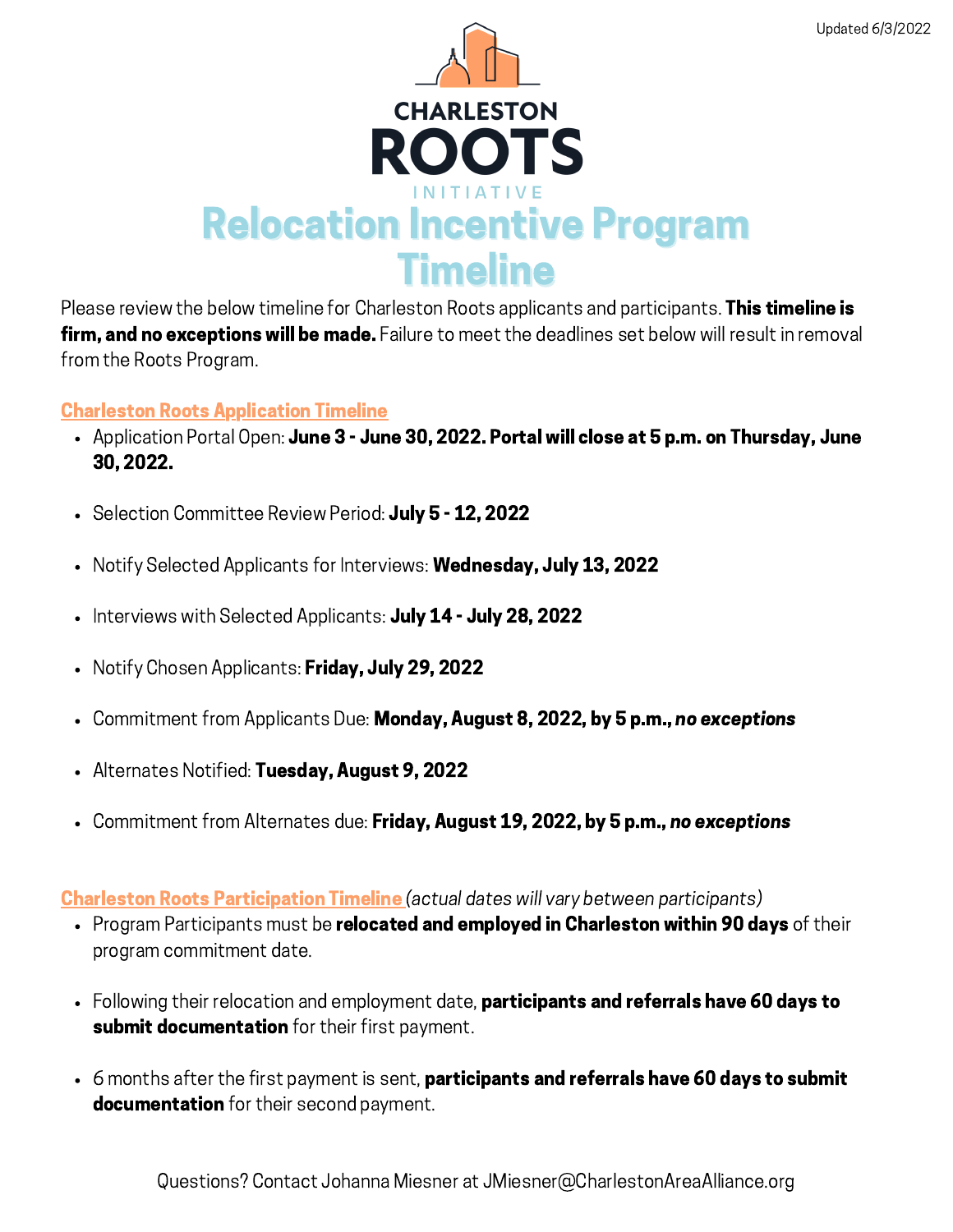Updated 6/3/2022

CHARLESTON ROOTS INITIATIVE

# Relocation Incentive Program Timeline

Please review the below timeline for Charleston Roots applicants and participants. **This timeline is firm, and no exceptions will be made.** Failure to meet the deadlines set below will result in removal from the Roots Program.

## Charleston Roots Application Timeline

- Application Portal Open: **June 3 - June 30, 2022. Portal will close at 5 p.m. on Thursday, June 30, 2022.**
- Selection Committee Review Period: **July 5 - 12, 2022**
- Notify Selected Applicants for Interviews: **Wednesday, July 13, 2022**
- Interviews with Selected Applicants: **July 14 - July 28, 2022**
- Notify Chosen Applicants: **Friday, July 29, 2022**
- Commitment from Applicants Due: **Monday, August 8, 2022, by 5 p.m., *no exceptions***
- Alternates Notified: **Tuesday, August 9, 2022**
- Commitment from Alternates due: **Friday, August 19, 2022, by 5 p.m., *no exceptions***

## Charleston Roots Participation Timeline *(actual dates will vary between participants)*

- Program Participants must be **relocated and employed in Charleston within 90 days** of their program commitment date.
- Following their relocation and employment date, **participants and referrals have 60 days to submit documentation** for their first payment.
- 6 months after the first payment is sent, **participants and referrals have 60 days to submit documentation** for their second payment.

Questions? Contact Johanna Miesner at JMiesner@CharlestonAreaAlliance.org